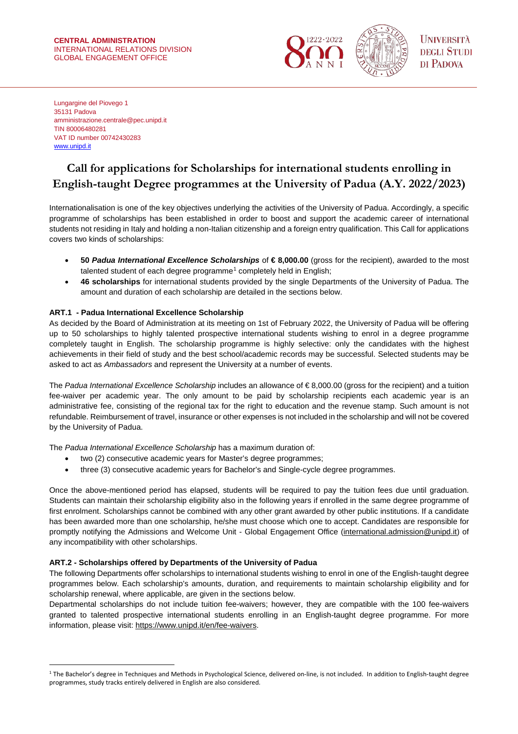**CENTRAL ADMINISTRATION**
INTERNATIONAL RELATIONS DIVISION
GLOBAL ENGAGEMENT OFFICE

Lungargine del Piovego 1
35131 Padova
amministrazione.centrale@pec.unipd.it
TIN 80006480281
VAT ID number 00742430283
www.unipd.it

# Call for applications for Scholarships for international students enrolling in English-taught Degree programmes at the University of Padua (A.Y. 2022/2023)

Internationalisation is one of the key objectives underlying the activities of the University of Padua. Accordingly, a specific programme of scholarships has been established in order to boost and support the academic career of international students not residing in Italy and holding a non-Italian citizenship and a foreign entry qualification. This Call for applications covers two kinds of scholarships:

- **50 *Padua International Excellence Scholarships*** of **€ 8,000.00** (gross for the recipient), awarded to the most talented student of each degree programme[1] completely held in English;
- **46 scholarships** for international students provided by the single Departments of the University of Padua. The amount and duration of each scholarship are detailed in the sections below.

### ART.1 - Padua International Excellence Scholarship

As decided by the Board of Administration at its meeting on 1st of February 2022, the University of Padua will be offering up to 50 scholarships to highly talented prospective international students wishing to enrol in a degree programme completely taught in English. The scholarship programme is highly selective: only the candidates with the highest achievements in their field of study and the best school/academic records may be successful. Selected students may be asked to act as *Ambassadors* and represent the University at a number of events.

The *Padua International Excellence Scholarship* includes an allowance of € 8,000.00 (gross for the recipient) and a tuition fee-waiver per academic year. The only amount to be paid by scholarship recipients each academic year is an administrative fee, consisting of the regional tax for the right to education and the revenue stamp. Such amount is not refundable. Reimbursement of travel, insurance or other expenses is not included in the scholarship and will not be covered by the University of Padua.

The *Padua International Excellence Scholarship* has a maximum duration of:

- two (2) consecutive academic years for Master's degree programmes;
- three (3) consecutive academic years for Bachelor's and Single-cycle degree programmes.

Once the above-mentioned period has elapsed, students will be required to pay the tuition fees due until graduation. Students can maintain their scholarship eligibility also in the following years if enrolled in the same degree programme of first enrolment. Scholarships cannot be combined with any other grant awarded by other public institutions. If a candidate has been awarded more than one scholarship, he/she must choose which one to accept. Candidates are responsible for promptly notifying the Admissions and Welcome Unit - Global Engagement Office (international.admission@unipd.it) of any incompatibility with other scholarships.

### ART.2 - Scholarships offered by Departments of the University of Padua

The following Departments offer scholarships to international students wishing to enrol in one of the English-taught degree programmes below. Each scholarship's amounts, duration, and requirements to maintain scholarship eligibility and for scholarship renewal, where applicable, are given in the sections below.

Departmental scholarships do not include tuition fee-waivers; however, they are compatible with the 100 fee-waivers granted to talented prospective international students enrolling in an English-taught degree programme. For more information, please visit: https://www.unipd.it/en/fee-waivers.

[1] The Bachelor's degree in Techniques and Methods in Psychological Science, delivered on-line, is not included. In addition to English-taught degree programmes, study tracks entirely delivered in English are also considered.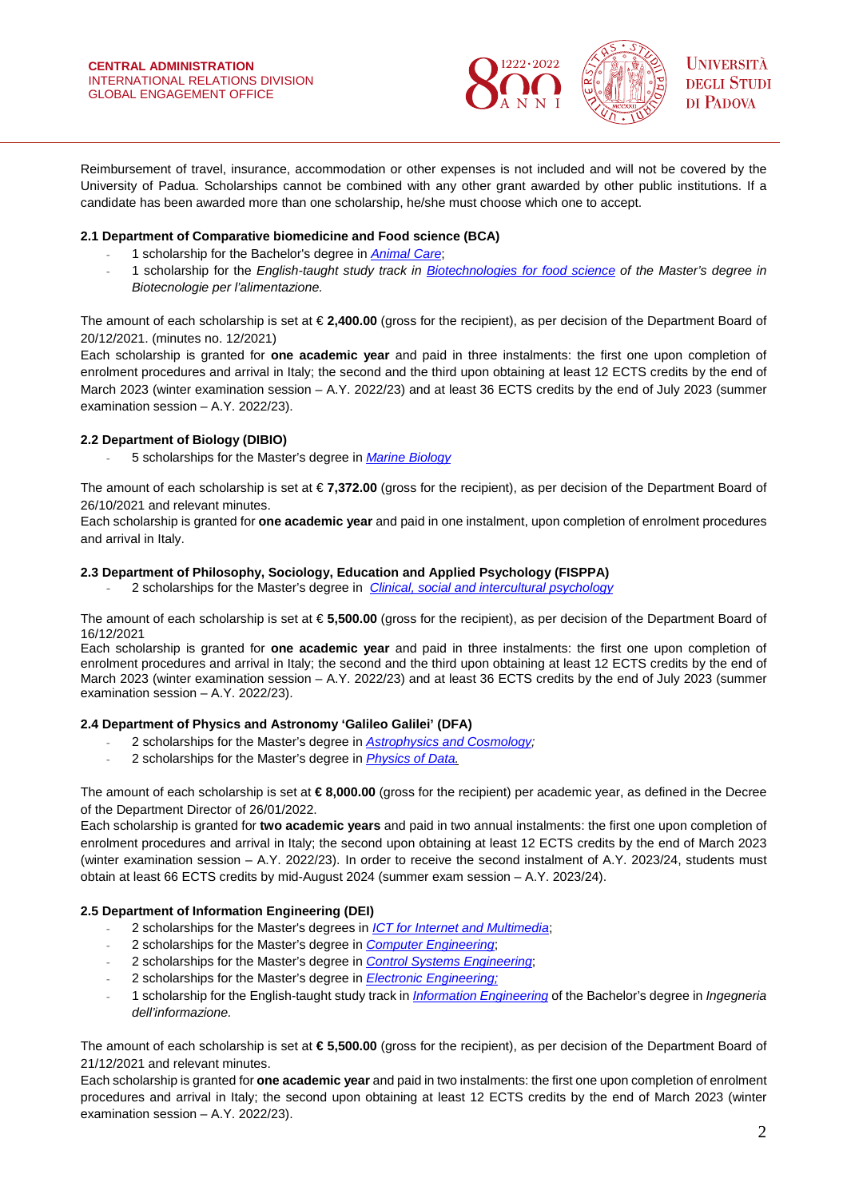Reimbursement of travel, insurance, accommodation or other expenses is not included and will not be covered by the University of Padua. Scholarships cannot be combined with any other grant awarded by other public institutions. If a candidate has been awarded more than one scholarship, he/she must choose which one to accept.

### 2.1 Department of Comparative biomedicine and Food science (BCA)

- 1 scholarship for the Bachelor's degree in *Animal Care*;
- 1 scholarship for the *English-taught study track in Biotechnologies for food science of the Master's degree in Biotecnologie per l'alimentazione.*

The amount of each scholarship is set at € **2,400.00** (gross for the recipient), as per decision of the Department Board of 20/12/2021. (minutes no. 12/2021)

Each scholarship is granted for **one academic year** and paid in three instalments: the first one upon completion of enrolment procedures and arrival in Italy; the second and the third upon obtaining at least 12 ECTS credits by the end of March 2023 (winter examination session – A.Y. 2022/23) and at least 36 ECTS credits by the end of July 2023 (summer examination session – A.Y. 2022/23).

### 2.2 Department of Biology (DIBIO)

- 5 scholarships for the Master's degree in *Marine Biology*

The amount of each scholarship is set at € **7,372.00** (gross for the recipient), as per decision of the Department Board of 26/10/2021 and relevant minutes.

Each scholarship is granted for **one academic year** and paid in one instalment, upon completion of enrolment procedures and arrival in Italy.

### 2.3 Department of Philosophy, Sociology, Education and Applied Psychology (FISPPA)

- 2 scholarships for the Master's degree in *Clinical, social and intercultural psychology*

The amount of each scholarship is set at € **5,500.00** (gross for the recipient), as per decision of the Department Board of 16/12/2021

Each scholarship is granted for **one academic year** and paid in three instalments: the first one upon completion of enrolment procedures and arrival in Italy; the second and the third upon obtaining at least 12 ECTS credits by the end of March 2023 (winter examination session – A.Y. 2022/23) and at least 36 ECTS credits by the end of July 2023 (summer examination session – A.Y. 2022/23).

### 2.4 Department of Physics and Astronomy 'Galileo Galilei' (DFA)

- 2 scholarships for the Master's degree in *Astrophysics and Cosmology;*
- 2 scholarships for the Master's degree in *Physics of Data.*

The amount of each scholarship is set at **€ 8,000.00** (gross for the recipient) per academic year, as defined in the Decree of the Department Director of 26/01/2022.

Each scholarship is granted for **two academic years** and paid in two annual instalments: the first one upon completion of enrolment procedures and arrival in Italy; the second upon obtaining at least 12 ECTS credits by the end of March 2023 (winter examination session – A.Y. 2022/23). In order to receive the second instalment of A.Y. 2023/24, students must obtain at least 66 ECTS credits by mid-August 2024 (summer exam session – A.Y. 2023/24).

### 2.5 Department of Information Engineering (DEI)

- 2 scholarships for the Master's degrees in *ICT for Internet and Multimedia*;
- 2 scholarships for the Master's degree in *Computer Engineering*;
- 2 scholarships for the Master's degree in *Control Systems Engineering*;
- 2 scholarships for the Master's degree in *Electronic Engineering;*
- 1 scholarship for the English-taught study track in *Information Engineering* of the Bachelor's degree in *Ingegneria dell'informazione.*

The amount of each scholarship is set at **€ 5,500.00** (gross for the recipient), as per decision of the Department Board of 21/12/2021 and relevant minutes.

Each scholarship is granted for **one academic year** and paid in two instalments: the first one upon completion of enrolment procedures and arrival in Italy; the second upon obtaining at least 12 ECTS credits by the end of March 2023 (winter examination session – A.Y. 2022/23).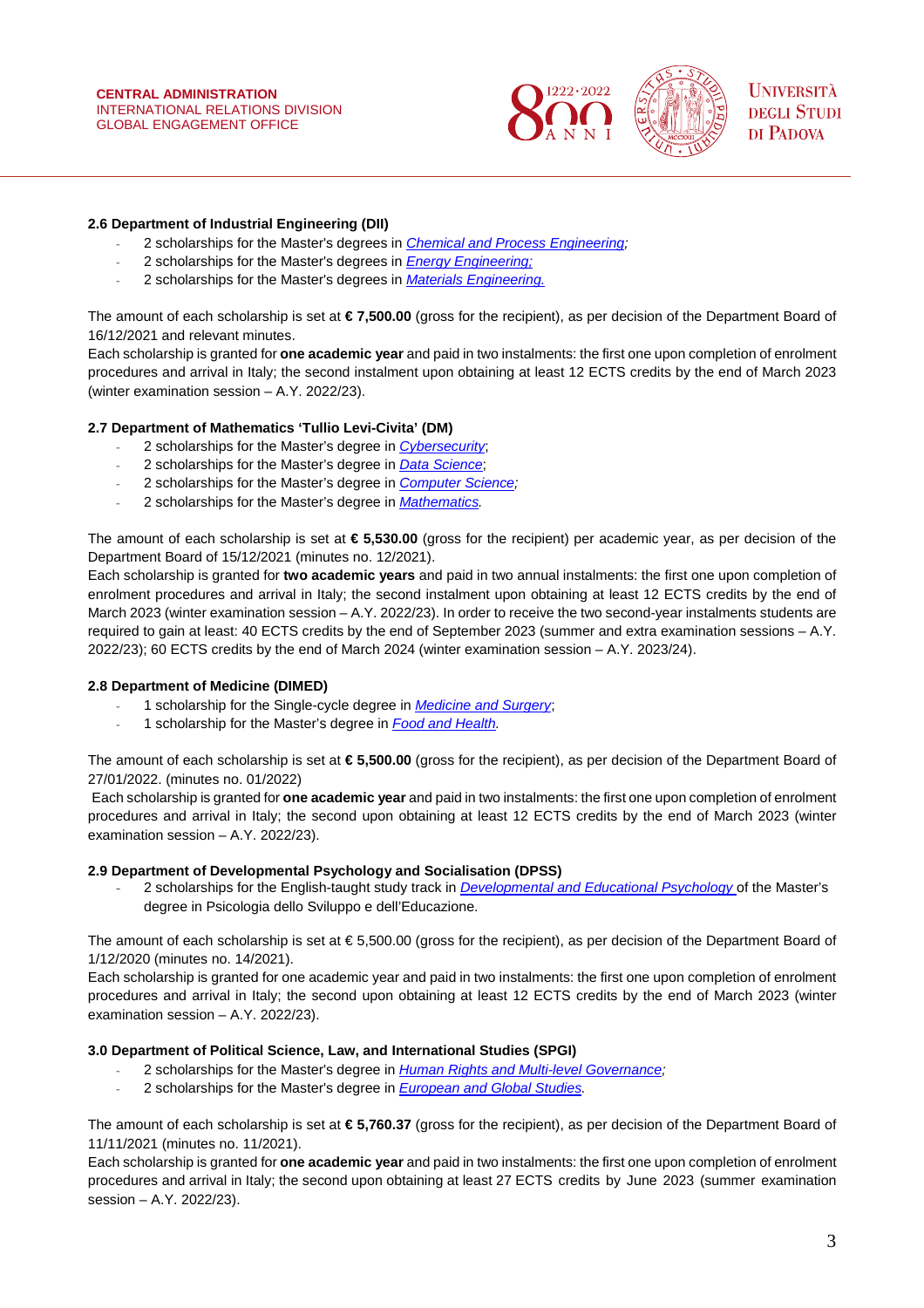### 2.6 Department of Industrial Engineering (DII)

- 2 scholarships for the Master's degrees in *Chemical and Process Engineering;*
- 2 scholarships for the Master's degrees in *Energy Engineering;*
- 2 scholarships for the Master's degrees in *Materials Engineering.*

The amount of each scholarship is set at **€ 7,500.00** (gross for the recipient), as per decision of the Department Board of 16/12/2021 and relevant minutes.
Each scholarship is granted for **one academic year** and paid in two instalments: the first one upon completion of enrolment procedures and arrival in Italy; the second instalment upon obtaining at least 12 ECTS credits by the end of March 2023 (winter examination session – A.Y. 2022/23).

### 2.7 Department of Mathematics 'Tullio Levi-Civita' (DM)

- 2 scholarships for the Master's degree in *Cybersecurity*;
- 2 scholarships for the Master's degree in *Data Science*;
- 2 scholarships for the Master's degree in *Computer Science;*
- 2 scholarships for the Master's degree in *Mathematics.*

The amount of each scholarship is set at **€ 5,530.00** (gross for the recipient) per academic year, as per decision of the Department Board of 15/12/2021 (minutes no. 12/2021).
Each scholarship is granted for **two academic years** and paid in two annual instalments: the first one upon completion of enrolment procedures and arrival in Italy; the second instalment upon obtaining at least 12 ECTS credits by the end of March 2023 (winter examination session – A.Y. 2022/23). In order to receive the two second-year instalments students are required to gain at least: 40 ECTS credits by the end of September 2023 (summer and extra examination sessions – A.Y. 2022/23); 60 ECTS credits by the end of March 2024 (winter examination session – A.Y. 2023/24).

### 2.8 Department of Medicine (DIMED)

- 1 scholarship for the Single-cycle degree in *Medicine and Surgery*;
- 1 scholarship for the Master's degree in *Food and Health.*

The amount of each scholarship is set at **€ 5,500.00** (gross for the recipient), as per decision of the Department Board of 27/01/2022. (minutes no. 01/2022)
Each scholarship is granted for **one academic year** and paid in two instalments: the first one upon completion of enrolment procedures and arrival in Italy; the second upon obtaining at least 12 ECTS credits by the end of March 2023 (winter examination session – A.Y. 2022/23).

### 2.9 Department of Developmental Psychology and Socialisation (DPSS)

- 2 scholarships for the English-taught study track in *Developmental and Educational Psychology* of the Master's degree in Psicologia dello Sviluppo e dell'Educazione.

The amount of each scholarship is set at € 5,500.00 (gross for the recipient), as per decision of the Department Board of 1/12/2020 (minutes no. 14/2021).
Each scholarship is granted for one academic year and paid in two instalments: the first one upon completion of enrolment procedures and arrival in Italy; the second upon obtaining at least 12 ECTS credits by the end of March 2023 (winter examination session – A.Y. 2022/23).

### 3.0 Department of Political Science, Law, and International Studies (SPGI)

- 2 scholarships for the Master's degree in *Human Rights and Multi-level Governance;*
- 2 scholarships for the Master's degree in *European and Global Studies.*

The amount of each scholarship is set at **€ 5,760.37** (gross for the recipient), as per decision of the Department Board of 11/11/2021 (minutes no. 11/2021).
Each scholarship is granted for **one academic year** and paid in two instalments: the first one upon completion of enrolment procedures and arrival in Italy; the second upon obtaining at least 27 ECTS credits by June 2023 (summer examination session – A.Y. 2022/23).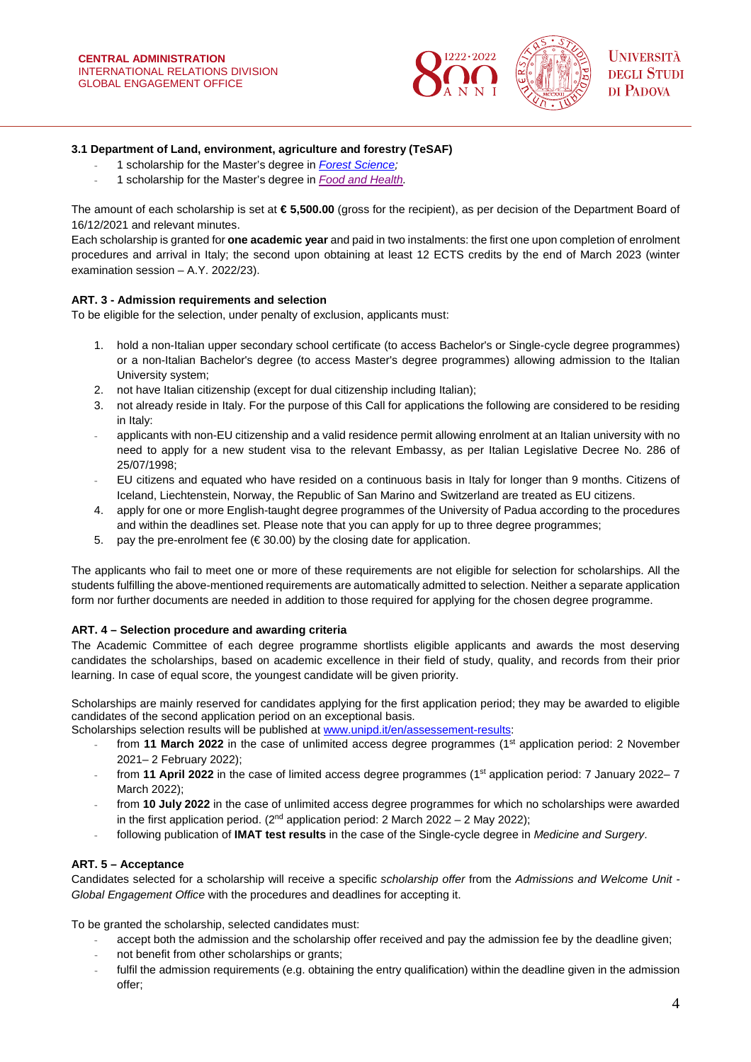**3.1 Department of Land, environment, agriculture and forestry (TeSAF)**

- 1 scholarship for the Master's degree in *Forest Science;*
- 1 scholarship for the Master's degree in *Food and Health.*

The amount of each scholarship is set at **€ 5,500.00** (gross for the recipient), as per decision of the Department Board of 16/12/2021 and relevant minutes.
Each scholarship is granted for **one academic year** and paid in two instalments: the first one upon completion of enrolment procedures and arrival in Italy; the second upon obtaining at least 12 ECTS credits by the end of March 2023 (winter examination session – A.Y. 2022/23).

**ART. 3 - Admission requirements and selection**
To be eligible for the selection, under penalty of exclusion, applicants must:

1. hold a non-Italian upper secondary school certificate (to access Bachelor's or Single-cycle degree programmes) or a non-Italian Bachelor's degree (to access Master's degree programmes) allowing admission to the Italian University system;
2. not have Italian citizenship (except for dual citizenship including Italian);
3. not already reside in Italy. For the purpose of this Call for applications the following are considered to be residing in Italy:
   - applicants with non-EU citizenship and a valid residence permit allowing enrolment at an Italian university with no need to apply for a new student visa to the relevant Embassy, as per Italian Legislative Decree No. 286 of 25/07/1998;
   - EU citizens and equated who have resided on a continuous basis in Italy for longer than 9 months. Citizens of Iceland, Liechtenstein, Norway, the Republic of San Marino and Switzerland are treated as EU citizens.
4. apply for one or more English-taught degree programmes of the University of Padua according to the procedures and within the deadlines set. Please note that you can apply for up to three degree programmes;
5. pay the pre-enrolment fee (€ 30.00) by the closing date for application.

The applicants who fail to meet one or more of these requirements are not eligible for selection for scholarships. All the students fulfilling the above-mentioned requirements are automatically admitted to selection. Neither a separate application form nor further documents are needed in addition to those required for applying for the chosen degree programme.

**ART. 4 – Selection procedure and awarding criteria**
The Academic Committee of each degree programme shortlists eligible applicants and awards the most deserving candidates the scholarships, based on academic excellence in their field of study, quality, and records from their prior learning. In case of equal score, the youngest candidate will be given priority.

Scholarships are mainly reserved for candidates applying for the first application period; they may be awarded to eligible candidates of the second application period on an exceptional basis.
Scholarships selection results will be published at www.unipd.it/en/assessement-results:

- from **11 March 2022** in the case of unlimited access degree programmes (1st application period: 2 November 2021– 2 February 2022);
- from **11 April 2022** in the case of limited access degree programmes (1st application period: 7 January 2022– 7 March 2022);
- from **10 July 2022** in the case of unlimited access degree programmes for which no scholarships were awarded in the first application period. (2nd application period: 2 March 2022 – 2 May 2022);
- following publication of **IMAT test results** in the case of the Single-cycle degree in *Medicine and Surgery*.

**ART. 5 – Acceptance**
Candidates selected for a scholarship will receive a specific *scholarship offer* from the *Admissions and Welcome Unit - Global Engagement Office* with the procedures and deadlines for accepting it.

To be granted the scholarship, selected candidates must:

- accept both the admission and the scholarship offer received and pay the admission fee by the deadline given;
- not benefit from other scholarships or grants;
- fulfil the admission requirements (e.g. obtaining the entry qualification) within the deadline given in the admission offer;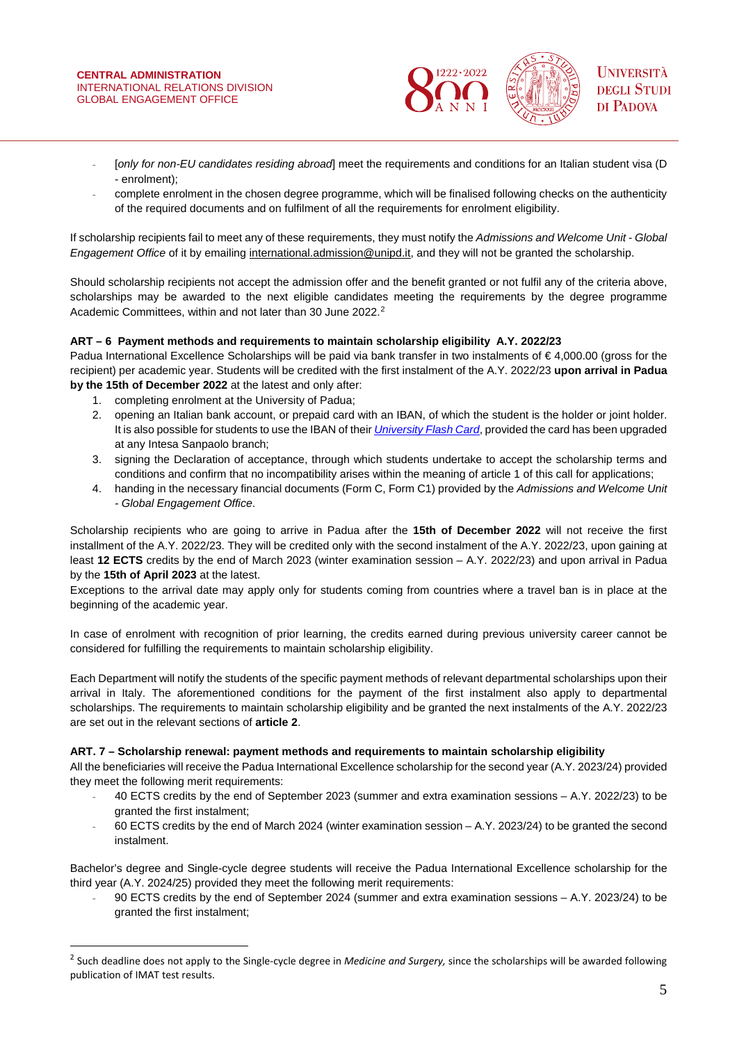- [*only for non-EU candidates residing abroad*] meet the requirements and conditions for an Italian student visa (D - enrolment);
- complete enrolment in the chosen degree programme, which will be finalised following checks on the authenticity of the required documents and on fulfilment of all the requirements for enrolment eligibility.

If scholarship recipients fail to meet any of these requirements, they must notify the *Admissions and Welcome Unit - Global Engagement Office* of it by emailing international.admission@unipd.it, and they will not be granted the scholarship.

Should scholarship recipients not accept the admission offer and the benefit granted or not fulfil any of the criteria above, scholarships may be awarded to the next eligible candidates meeting the requirements by the degree programme Academic Committees, within and not later than 30 June 2022.[2]

**ART – 6 Payment methods and requirements to maintain scholarship eligibility A.Y. 2022/23**

Padua International Excellence Scholarships will be paid via bank transfer in two instalments of € 4,000.00 (gross for the recipient) per academic year. Students will be credited with the first instalment of the A.Y. 2022/23 **upon arrival in Padua by the 15th of December 2022** at the latest and only after:

1. completing enrolment at the University of Padua;
2. opening an Italian bank account, or prepaid card with an IBAN, of which the student is the holder or joint holder. It is also possible for students to use the IBAN of their *University Flash Card*, provided the card has been upgraded at any Intesa Sanpaolo branch;
3. signing the Declaration of acceptance, through which students undertake to accept the scholarship terms and conditions and confirm that no incompatibility arises within the meaning of article 1 of this call for applications;
4. handing in the necessary financial documents (Form C, Form C1) provided by the *Admissions and Welcome Unit - Global Engagement Office*.

Scholarship recipients who are going to arrive in Padua after the **15th of December 2022** will not receive the first installment of the A.Y. 2022/23. They will be credited only with the second instalment of the A.Y. 2022/23, upon gaining at least **12 ECTS** credits by the end of March 2023 (winter examination session – A.Y. 2022/23) and upon arrival in Padua by the **15th of April 2023** at the latest.
Exceptions to the arrival date may apply only for students coming from countries where a travel ban is in place at the beginning of the academic year.

In case of enrolment with recognition of prior learning, the credits earned during previous university career cannot be considered for fulfilling the requirements to maintain scholarship eligibility.

Each Department will notify the students of the specific payment methods of relevant departmental scholarships upon their arrival in Italy. The aforementioned conditions for the payment of the first instalment also apply to departmental scholarships. The requirements to maintain scholarship eligibility and be granted the next instalments of the A.Y. 2022/23 are set out in the relevant sections of **article 2**.

**ART. 7 – Scholarship renewal: payment methods and requirements to maintain scholarship eligibility**

All the beneficiaries will receive the Padua International Excellence scholarship for the second year (A.Y. 2023/24) provided they meet the following merit requirements:

- 40 ECTS credits by the end of September 2023 (summer and extra examination sessions – A.Y. 2022/23) to be granted the first instalment;
- 60 ECTS credits by the end of March 2024 (winter examination session – A.Y. 2023/24) to be granted the second instalment.

Bachelor's degree and Single-cycle degree students will receive the Padua International Excellence scholarship for the third year (A.Y. 2024/25) provided they meet the following merit requirements:

- 90 ECTS credits by the end of September 2024 (summer and extra examination sessions – A.Y. 2023/24) to be granted the first instalment;

[2] Such deadline does not apply to the Single-cycle degree in *Medicine and Surgery,* since the scholarships will be awarded following publication of IMAT test results.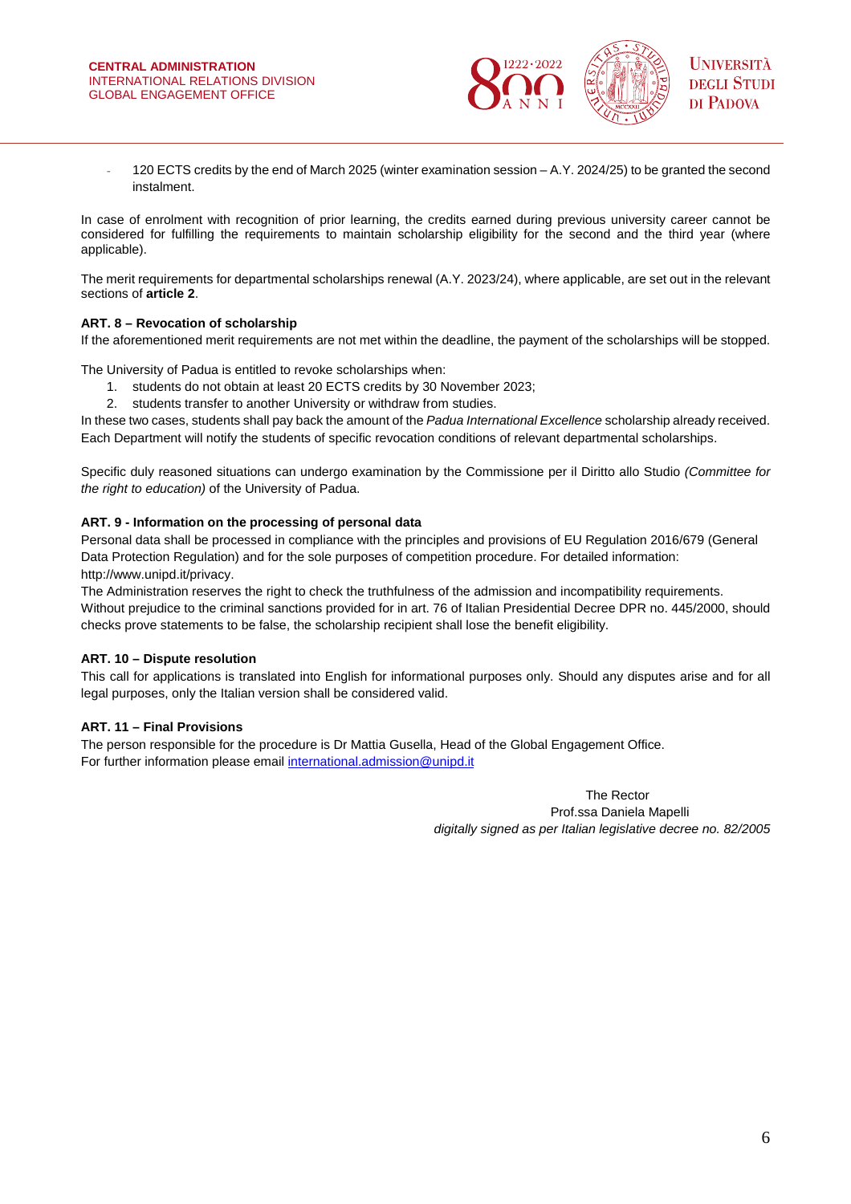- 120 ECTS credits by the end of March 2025 (winter examination session – A.Y. 2024/25) to be granted the second instalment.

In case of enrolment with recognition of prior learning, the credits earned during previous university career cannot be considered for fulfilling the requirements to maintain scholarship eligibility for the second and the third year (where applicable).

The merit requirements for departmental scholarships renewal (A.Y. 2023/24), where applicable, are set out in the relevant sections of **article 2**.

**ART. 8 – Revocation of scholarship**

If the aforementioned merit requirements are not met within the deadline, the payment of the scholarships will be stopped.

The University of Padua is entitled to revoke scholarships when:

1. students do not obtain at least 20 ECTS credits by 30 November 2023;
2. students transfer to another University or withdraw from studies.

In these two cases, students shall pay back the amount of the *Padua International Excellence* scholarship already received. Each Department will notify the students of specific revocation conditions of relevant departmental scholarships.

Specific duly reasoned situations can undergo examination by the Commissione per il Diritto allo Studio *(Committee for the right to education)* of the University of Padua.

**ART. 9 - Information on the processing of personal data**

Personal data shall be processed in compliance with the principles and provisions of EU Regulation 2016/679 (General Data Protection Regulation) and for the sole purposes of competition procedure. For detailed information: http://www.unipd.it/privacy.

The Administration reserves the right to check the truthfulness of the admission and incompatibility requirements.

Without prejudice to the criminal sanctions provided for in art. 76 of Italian Presidential Decree DPR no. 445/2000, should checks prove statements to be false, the scholarship recipient shall lose the benefit eligibility.

**ART. 10 – Dispute resolution**

This call for applications is translated into English for informational purposes only. Should any disputes arise and for all legal purposes, only the Italian version shall be considered valid.

**ART. 11 – Final Provisions**

The person responsible for the procedure is Dr Mattia Gusella, Head of the Global Engagement Office.

For further information please email international.admission@unipd.it

The Rector

Prof.ssa Daniela Mapelli

*digitally signed as per Italian legislative decree no. 82/2005*